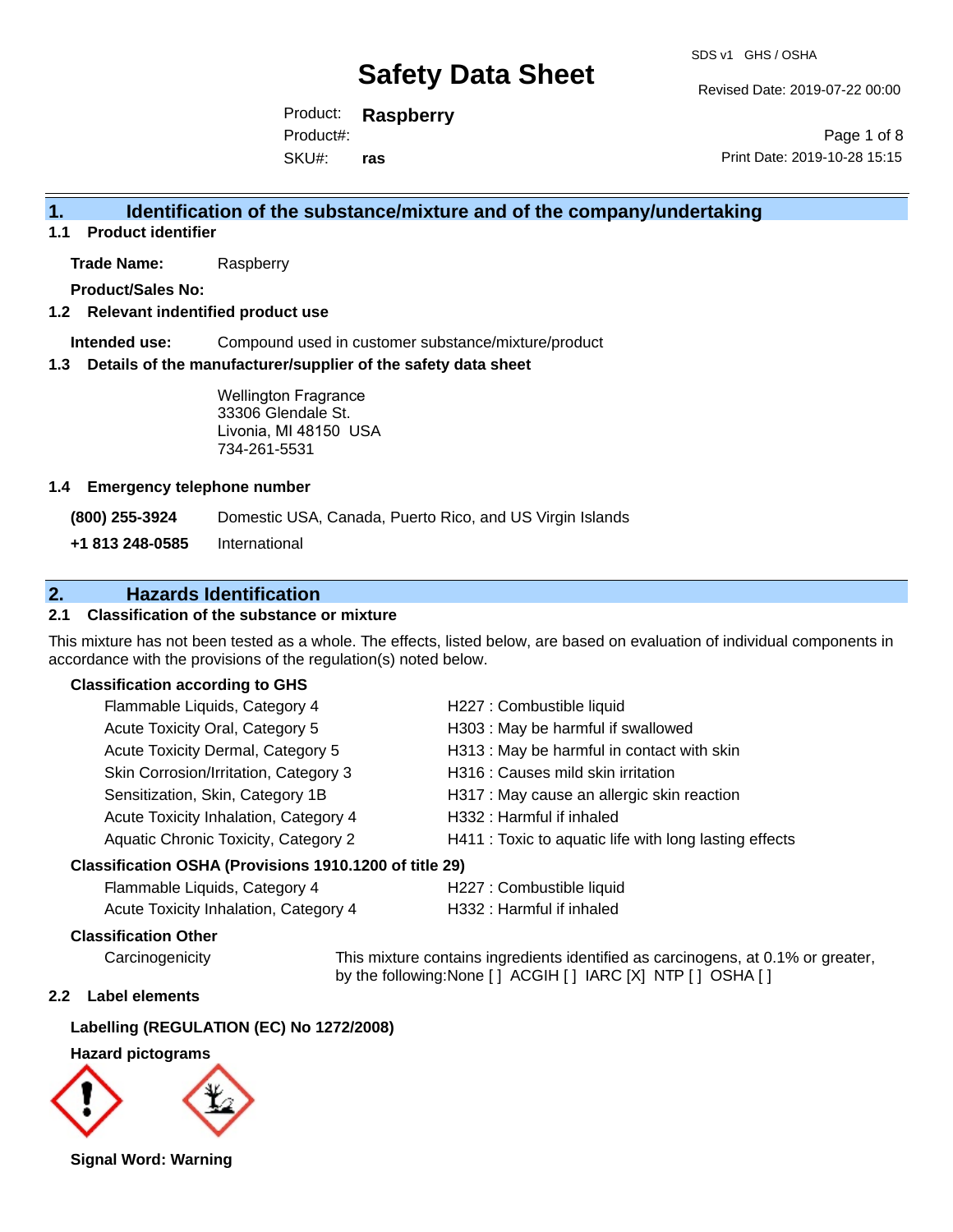# Safety Data Sheet

SDS v1 GHS / OSHA

Revised Date: 2019-07-22 00:00

Product: **Raspberry**
Product#:
SKU#: **ras**

Print Date: 2019-10-28 15:15

## 1. Identification of the substance/mixture and of the company/undertaking

### 1.1 Product identifier

**Trade Name:** Raspberry

**Product/Sales No:**

### 1.2 Relevant indentified product use

**Intended use:** Compound used in customer substance/mixture/product

### 1.3 Details of the manufacturer/supplier of the safety data sheet

Wellington Fragrance
33306 Glendale St.
Livonia, MI 48150 USA
734-261-5531

### 1.4 Emergency telephone number

**(800) 255-3924** Domestic USA, Canada, Puerto Rico, and US Virgin Islands

**+1 813 248-0585** International

## 2. Hazards Identification

### 2.1 Classification of the substance or mixture

This mixture has not been tested as a whole. The effects, listed below, are based on evaluation of individual components in accordance with the provisions of the regulation(s) noted below.

**Classification according to GHS**

| | |
|---|---|
| Flammable Liquids, Category 4 | H227 : Combustible liquid |
| Acute Toxicity Oral, Category 5 | H303 : May be harmful if swallowed |
| Acute Toxicity Dermal, Category 5 | H313 : May be harmful in contact with skin |
| Skin Corrosion/Irritation, Category 3 | H316 : Causes mild skin irritation |
| Sensitization, Skin, Category 1B | H317 : May cause an allergic skin reaction |
| Acute Toxicity Inhalation, Category 4 | H332 : Harmful if inhaled |
| Aquatic Chronic Toxicity, Category 2 | H411 : Toxic to aquatic life with long lasting effects |

**Classification OSHA (Provisions 1910.1200 of title 29)**

| | |
|---|---|
| Flammable Liquids, Category 4 | H227 : Combustible liquid |
| Acute Toxicity Inhalation, Category 4 | H332 : Harmful if inhaled |

**Classification Other**

Carcinogenicity: This mixture contains ingredients identified as carcinogens, at 0.1% or greater, by the following:None [ ] ACGIH [ ] IARC [X] NTP [ ] OSHA [ ]

### 2.2 Label elements

**Labelling (REGULATION (EC) No 1272/2008)**

**Hazard pictograms**

**Signal Word: Warning**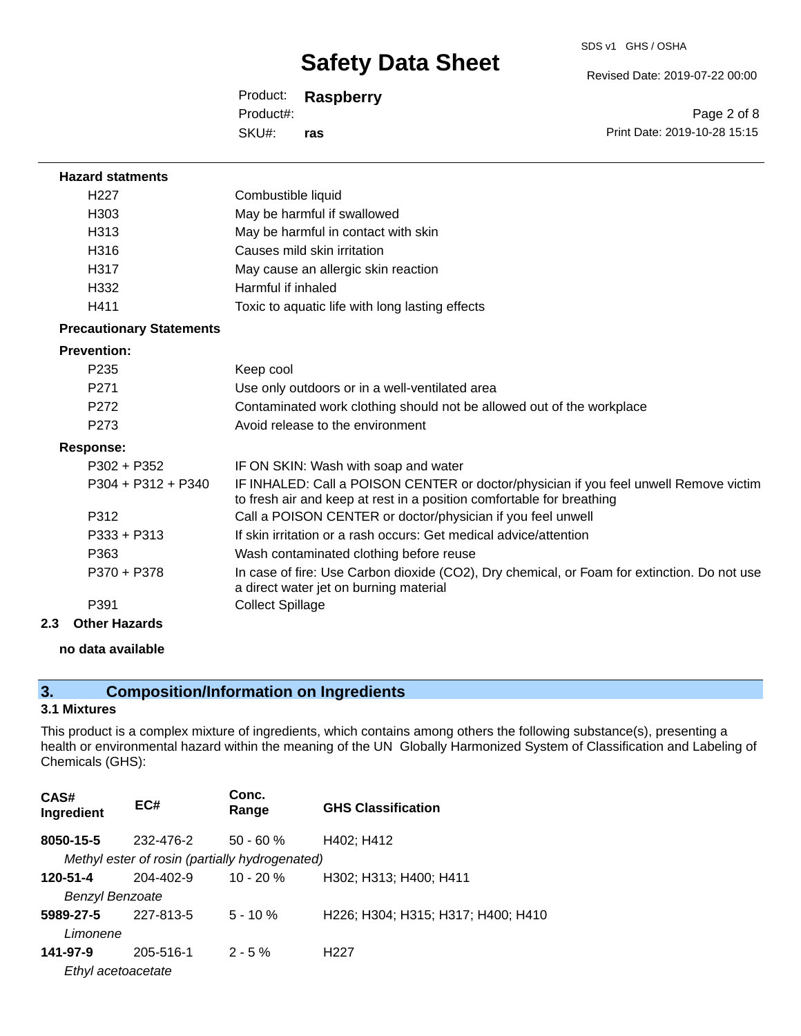**Hazard statments**

| | |
|---|---|
| H227 | Combustible liquid |
| H303 | May be harmful if swallowed |
| H313 | May be harmful in contact with skin |
| H316 | Causes mild skin irritation |
| H317 | May cause an allergic skin reaction |
| H332 | Harmful if inhaled |
| H411 | Toxic to aquatic life with long lasting effects |

**Precautionary Statements**

**Prevention:**

| | |
|---|---|
| P235 | Keep cool |
| P271 | Use only outdoors or in a well-ventilated area |
| P272 | Contaminated work clothing should not be allowed out of the workplace |
| P273 | Avoid release to the environment |

**Response:**

| | |
|---|---|
| P302 + P352 | IF ON SKIN: Wash with soap and water |
| P304 + P312 + P340 | IF INHALED: Call a POISON CENTER or doctor/physician if you feel unwell Remove victim to fresh air and keep at rest in a position comfortable for breathing |
| P312 | Call a POISON CENTER or doctor/physician if you feel unwell |
| P333 + P313 | If skin irritation or a rash occurs: Get medical advice/attention |
| P363 | Wash contaminated clothing before reuse |
| P370 + P378 | In case of fire: Use Carbon dioxide ($CO_2$), Dry chemical, or Foam for extinction. Do not use a direct water jet on burning material |
| P391 | Collect Spillage |

### 2.3 Other Hazards

**no data available**

## 3. Composition/Information on Ingredients

### 3.1 Mixtures

This product is a complex mixture of ingredients, which contains among others the following substance(s), presenting a health or environmental hazard within the meaning of the UN Globally Harmonized System of Classification and Labeling of Chemicals (GHS):

| CAS# Ingredient | EC# | Conc. Range | GHS Classification |
|---|---|---|---|
| **8050-15-5** | 232-476-2 | 50 - 60 % | H402; H412 |
| *Methyl ester of rosin (partially hydrogenated)* | | | |
| **120-51-4** | 204-402-9 | 10 - 20 % | H302; H313; H400; H411 |
| *Benzyl Benzoate* | | | |
| **5989-27-5** | 227-813-5 | 5 - 10 % | H226; H304; H315; H317; H400; H410 |
| *Limonene* | | | |
| **141-97-9** | 205-516-1 | 2 - 5 % | H227 |
| *Ethyl acetoacetate* | | | |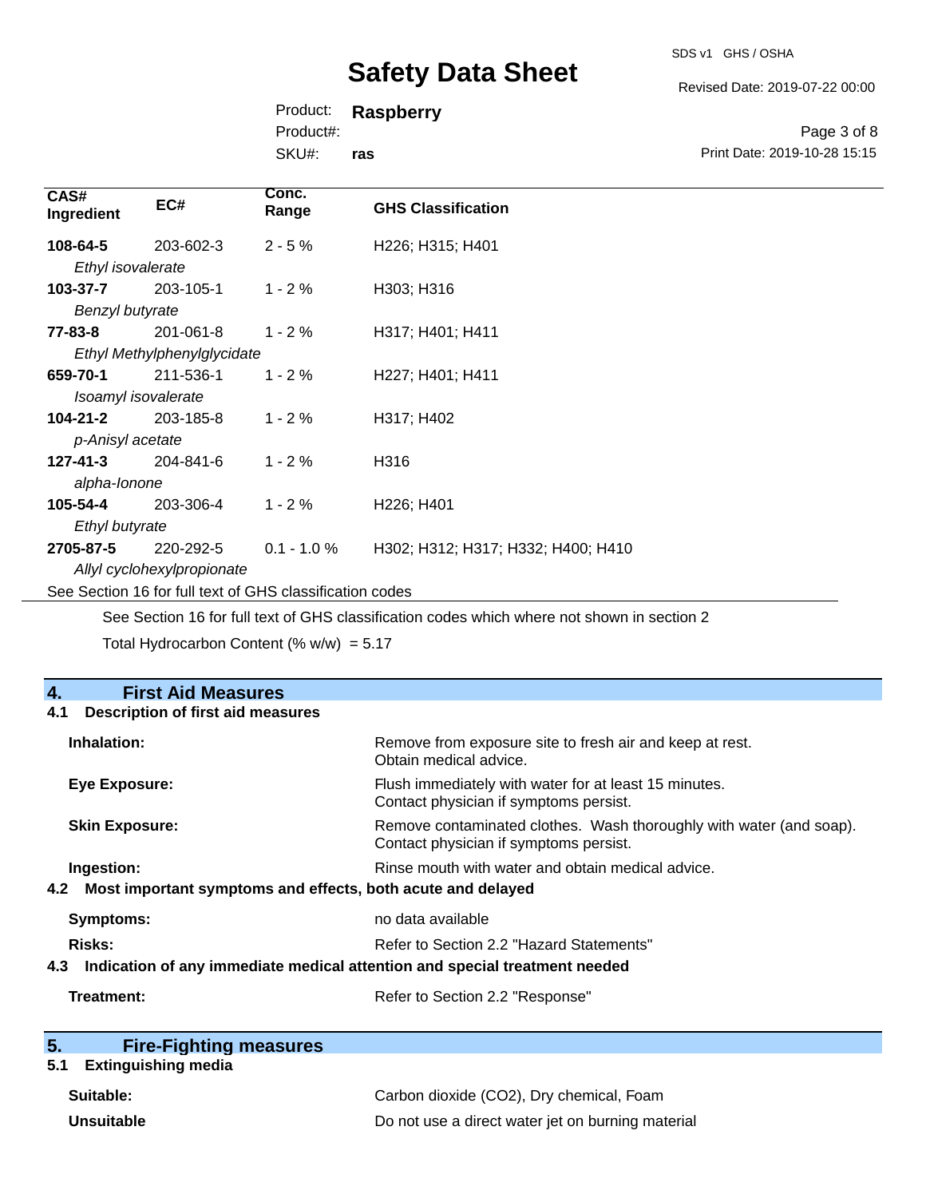| CAS# Ingredient | EC# | Conc. Range | GHS Classification |
|---|---|---|---|
| **108-64-5** *Ethyl isovalerate* | 203-602-3 | 2 - 5 % | H226; H315; H401 |
| **103-37-7** *Benzyl butyrate* | 203-105-1 | 1 - 2 % | H303; H316 |
| **77-83-8** *Ethyl Methylphenylglycidate* | 201-061-8 | 1 - 2 % | H317; H401; H411 |
| **659-70-1** *Isoamyl isovalerate* | 211-536-1 | 1 - 2 % | H227; H401; H411 |
| **104-21-2** *p-Anisyl acetate* | 203-185-8 | 1 - 2 % | H317; H402 |
| **127-41-3** *alpha-Ionone* | 204-841-6 | 1 - 2 % | H316 |
| **105-54-4** *Ethyl butyrate* | 203-306-4 | 1 - 2 % | H226; H401 |
| **2705-87-5** *Allyl cyclohexylpropionate* | 220-292-5 | 0.1 - 1.0 % | H302; H312; H317; H332; H400; H410 |

See Section 16 for full text of GHS classification codes

See Section 16 for full text of GHS classification codes which where not shown in section 2

Total Hydrocarbon Content (% w/w) = 5.17

## 4. First Aid Measures

### 4.1 Description of first aid measures

**Inhalation:** Remove from exposure site to fresh air and keep at rest. Obtain medical advice.

**Eye Exposure:** Flush immediately with water for at least 15 minutes. Contact physician if symptoms persist.

**Skin Exposure:** Remove contaminated clothes. Wash thoroughly with water (and soap). Contact physician if symptoms persist.

**Ingestion:** Rinse mouth with water and obtain medical advice.

### 4.2 Most important symptoms and effects, both acute and delayed

**Symptoms:** no data available

**Risks:** Refer to Section 2.2 "Hazard Statements"

### 4.3 Indication of any immediate medical attention and special treatment needed

**Treatment:** Refer to Section 2.2 "Response"

## 5. Fire-Fighting measures

### 5.1 Extinguishing media

**Suitable:** Carbon dioxide ($CO_2$), Dry chemical, Foam

**Unsuitable** Do not use a direct water jet on burning material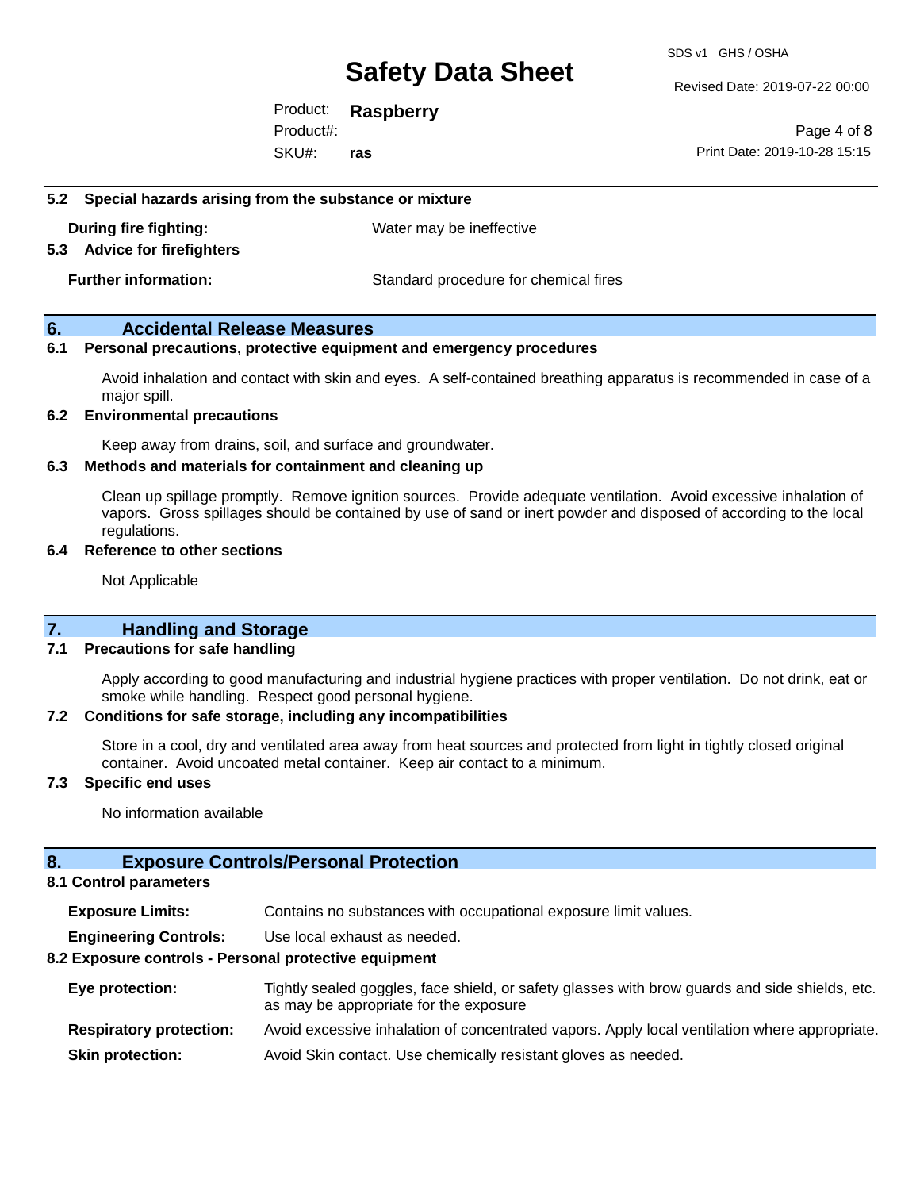### 5.2 Special hazards arising from the substance or mixture

**During fire fighting:** Water may be ineffective

### 5.3 Advice for firefighters

**Further information:** Standard procedure for chemical fires

## 6. Accidental Release Measures

### 6.1 Personal precautions, protective equipment and emergency procedures

Avoid inhalation and contact with skin and eyes. A self-contained breathing apparatus is recommended in case of a major spill.

### 6.2 Environmental precautions

Keep away from drains, soil, and surface and groundwater.

### 6.3 Methods and materials for containment and cleaning up

Clean up spillage promptly. Remove ignition sources. Provide adequate ventilation. Avoid excessive inhalation of vapors. Gross spillages should be contained by use of sand or inert powder and disposed of according to the local regulations.

### 6.4 Reference to other sections

Not Applicable

## 7. Handling and Storage

### 7.1 Precautions for safe handling

Apply according to good manufacturing and industrial hygiene practices with proper ventilation. Do not drink, eat or smoke while handling. Respect good personal hygiene.

### 7.2 Conditions for safe storage, including any incompatibilities

Store in a cool, dry and ventilated area away from heat sources and protected from light in tightly closed original container. Avoid uncoated metal container. Keep air contact to a minimum.

### 7.3 Specific end uses

No information available

## 8. Exposure Controls/Personal Protection

### 8.1 Control parameters

**Exposure Limits:** Contains no substances with occupational exposure limit values.

**Engineering Controls:** Use local exhaust as needed.

### 8.2 Exposure controls - Personal protective equipment

**Eye protection:** Tightly sealed goggles, face shield, or safety glasses with brow guards and side shields, etc. as may be appropriate for the exposure

**Respiratory protection:** Avoid excessive inhalation of concentrated vapors. Apply local ventilation where appropriate.

**Skin protection:** Avoid Skin contact. Use chemically resistant gloves as needed.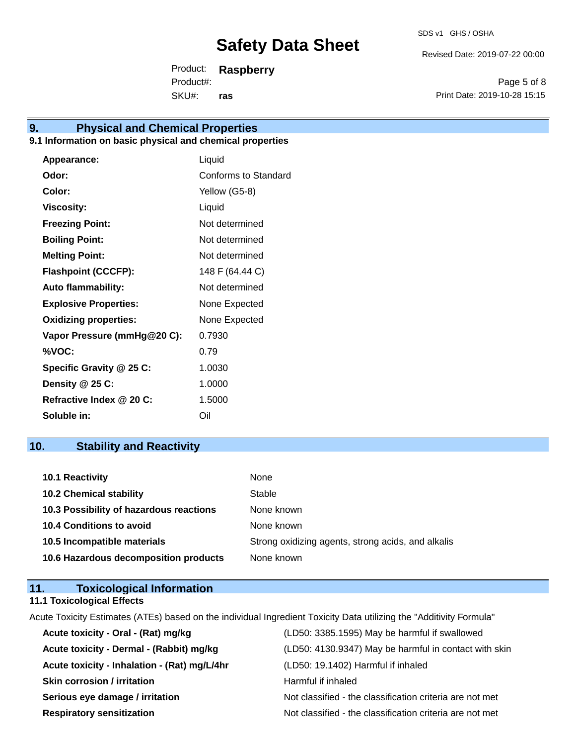## 9. Physical and Chemical Properties

### 9.1 Information on basic physical and chemical properties

| | |
|---|---|
| **Appearance:** | Liquid |
| **Odor:** | Conforms to Standard |
| **Color:** | Yellow (G5-8) |
| **Viscosity:** | Liquid |
| **Freezing Point:** | Not determined |
| **Boiling Point:** | Not determined |
| **Melting Point:** | Not determined |
| **Flashpoint (CCCFP):** | 148 F (64.44 C) |
| **Auto flammability:** | Not determined |
| **Explosive Properties:** | None Expected |
| **Oxidizing properties:** | None Expected |
| **Vapor Pressure (mmHg@20 C):** | 0.7930 |
| **%VOC:** | 0.79 |
| **Specific Gravity @ 25 C:** | 1.0030 |
| **Density @ 25 C:** | 1.0000 |
| **Refractive Index @ 20 C:** | 1.5000 |
| **Soluble in:** | Oil |

## 10. Stability and Reactivity

| | |
|---|---|
| **10.1 Reactivity** | None |
| **10.2 Chemical stability** | Stable |
| **10.3 Possibility of hazardous reactions** | None known |
| **10.4 Conditions to avoid** | None known |
| **10.5 Incompatible materials** | Strong oxidizing agents, strong acids, and alkalis |
| **10.6 Hazardous decomposition products** | None known |

## 11. Toxicological Information

### 11.1 Toxicological Effects

Acute Toxicity Estimates (ATEs) based on the individual Ingredient Toxicity Data utilizing the "Additivity Formula"

| | |
|---|---|
| **Acute toxicity - Oral - (Rat) mg/kg** | (LD50: 3385.1595) May be harmful if swallowed |
| **Acute toxicity - Dermal - (Rabbit) mg/kg** | (LD50: 4130.9347) May be harmful in contact with skin |
| **Acute toxicity - Inhalation - (Rat) mg/L/4hr** | (LD50: 19.1402) Harmful if inhaled |
| **Skin corrosion / irritation** | Harmful if inhaled |
| **Serious eye damage / irritation** | Not classified - the classification criteria are not met |
| **Respiratory sensitization** | Not classified - the classification criteria are not met |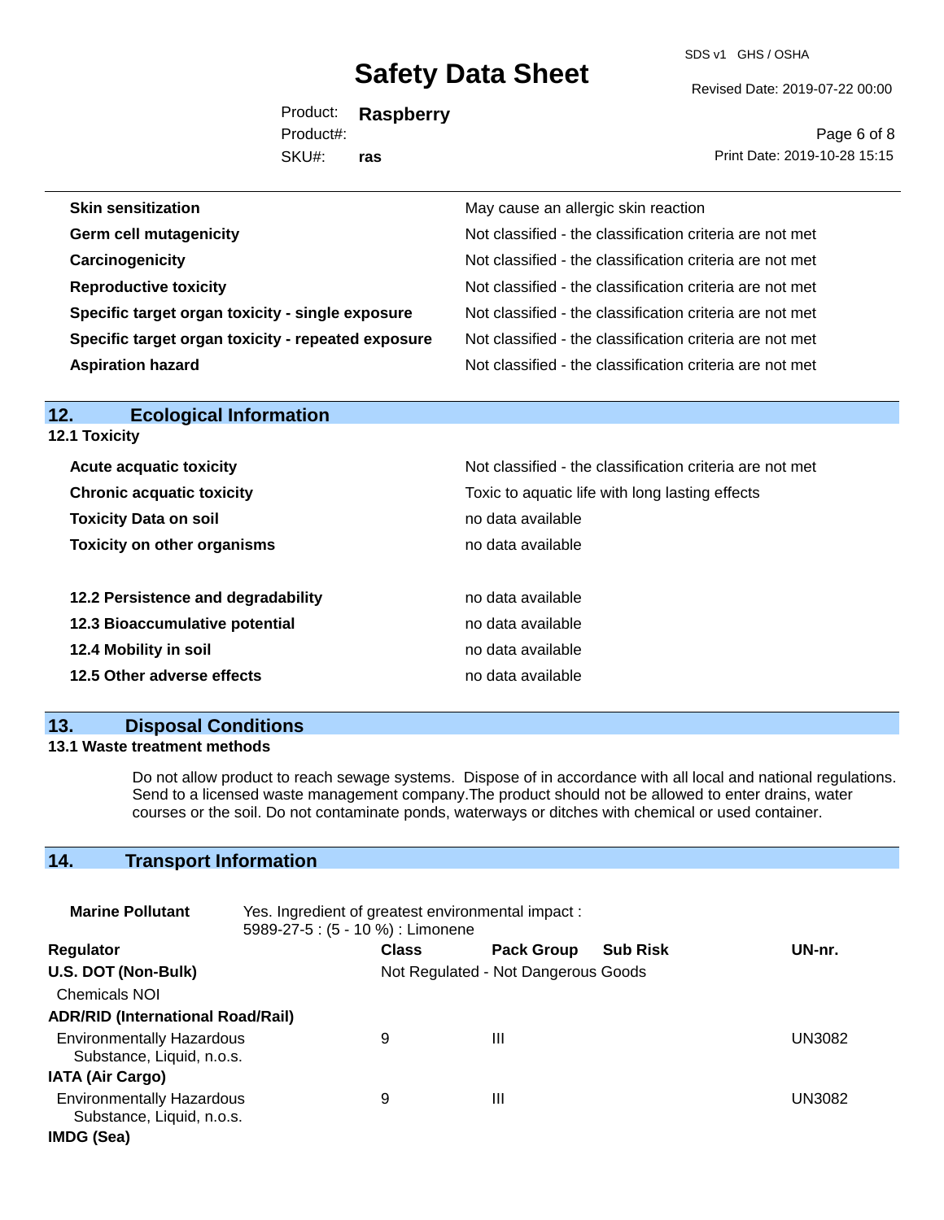| | |
|---|---|
| **Skin sensitization** | May cause an allergic skin reaction |
| **Germ cell mutagenicity** | Not classified - the classification criteria are not met |
| **Carcinogenicity** | Not classified - the classification criteria are not met |
| **Reproductive toxicity** | Not classified - the classification criteria are not met |
| **Specific target organ toxicity - single exposure** | Not classified - the classification criteria are not met |
| **Specific target organ toxicity - repeated exposure** | Not classified - the classification criteria are not met |
| **Aspiration hazard** | Not classified - the classification criteria are not met |

## 12. Ecological Information

### 12.1 Toxicity

| | |
|---|---|
| **Acute acquatic toxicity** | Not classified - the classification criteria are not met |
| **Chronic acquatic toxicity** | Toxic to aquatic life with long lasting effects |
| **Toxicity Data on soil** | no data available |
| **Toxicity on other organisms** | no data available |

| | |
|---|---|
| **12.2 Persistence and degradability** | no data available |
| **12.3 Bioaccumulative potential** | no data available |
| **12.4 Mobility in soil** | no data available |
| **12.5 Other adverse effects** | no data available |

## 13. Disposal Conditions

### 13.1 Waste treatment methods

Do not allow product to reach sewage systems. Dispose of in accordance with all local and national regulations. Send to a licensed waste management company.The product should not be allowed to enter drains, water courses or the soil. Do not contaminate ponds, waterways or ditches with chemical or used container.

## 14. Transport Information

**Marine Pollutant** Yes. Ingredient of greatest environmental impact : 5989-27-5 : (5 - 10 %) : Limonene

| Regulator | Class | Pack Group | Sub Risk | UN-nr. |
|---|---|---|---|---|
| **U.S. DOT (Non-Bulk)** | Not Regulated - Not Dangerous Goods | | | |
| Chemicals NOI | | | | |
| **ADR/RID (International Road/Rail)** | | | | |
| Environmentally Hazardous Substance, Liquid, n.o.s. | 9 | III | | UN3082 |
| **IATA (Air Cargo)** | | | | |
| Environmentally Hazardous Substance, Liquid, n.o.s. | 9 | III | | UN3082 |
| **IMDG (Sea)** | | | | |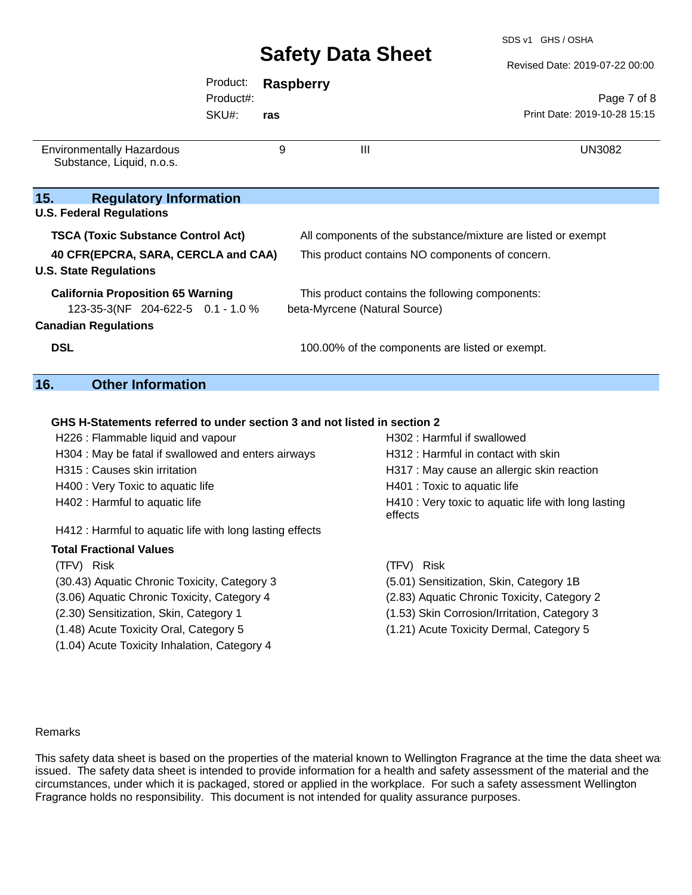| Environmentally Hazardous Substance, Liquid, n.o.s. | 9 | III | UN3082 |
|---|---|---|---|

## 15. Regulatory Information

**U.S. Federal Regulations**

**TSCA (Toxic Substance Control Act)** All components of the substance/mixture are listed or exempt

**40 CFR(EPCRA, SARA, CERCLA and CAA)** This product contains NO components of concern.

**U.S. State Regulations**

**California Proposition 65 Warning** This product contains the following components:

123-35-3(NF 204-622-5 0.1 - 1.0 % beta-Myrcene (Natural Source)

**Canadian Regulations**

**DSL** 100.00% of the components are listed or exempt.

## 16. Other Information

**GHS H-Statements referred to under section 3 and not listed in section 2**

H226 : Flammable liquid and vapour
H302 : Harmful if swallowed
H304 : May be fatal if swallowed and enters airways
H312 : Harmful in contact with skin
H315 : Causes skin irritation
H317 : May cause an allergic skin reaction
H400 : Very Toxic to aquatic life
H401 : Toxic to aquatic life
H402 : Harmful to aquatic life
H410 : Very toxic to aquatic life with long lasting effects
H412 : Harmful to aquatic life with long lasting effects

**Total Fractional Values**

| (TFV) | Risk | (TFV) | Risk |
|---|---|---|---|
| (30.43) | Aquatic Chronic Toxicity, Category 3 | (5.01) | Sensitization, Skin, Category 1B |
| (3.06) | Aquatic Chronic Toxicity, Category 4 | (2.83) | Aquatic Chronic Toxicity, Category 2 |
| (2.30) | Sensitization, Skin, Category 1 | (1.53) | Skin Corrosion/Irritation, Category 3 |
| (1.48) | Acute Toxicity Oral, Category 5 | (1.21) | Acute Toxicity Dermal, Category 5 |
| (1.04) | Acute Toxicity Inhalation, Category 4 | | |

Remarks

This safety data sheet is based on the properties of the material known to Wellington Fragrance at the time the data sheet was issued. The safety data sheet is intended to provide information for a health and safety assessment of the material and the circumstances, under which it is packaged, stored or applied in the workplace. For such a safety assessment Wellington Fragrance holds no responsibility. This document is not intended for quality assurance purposes.